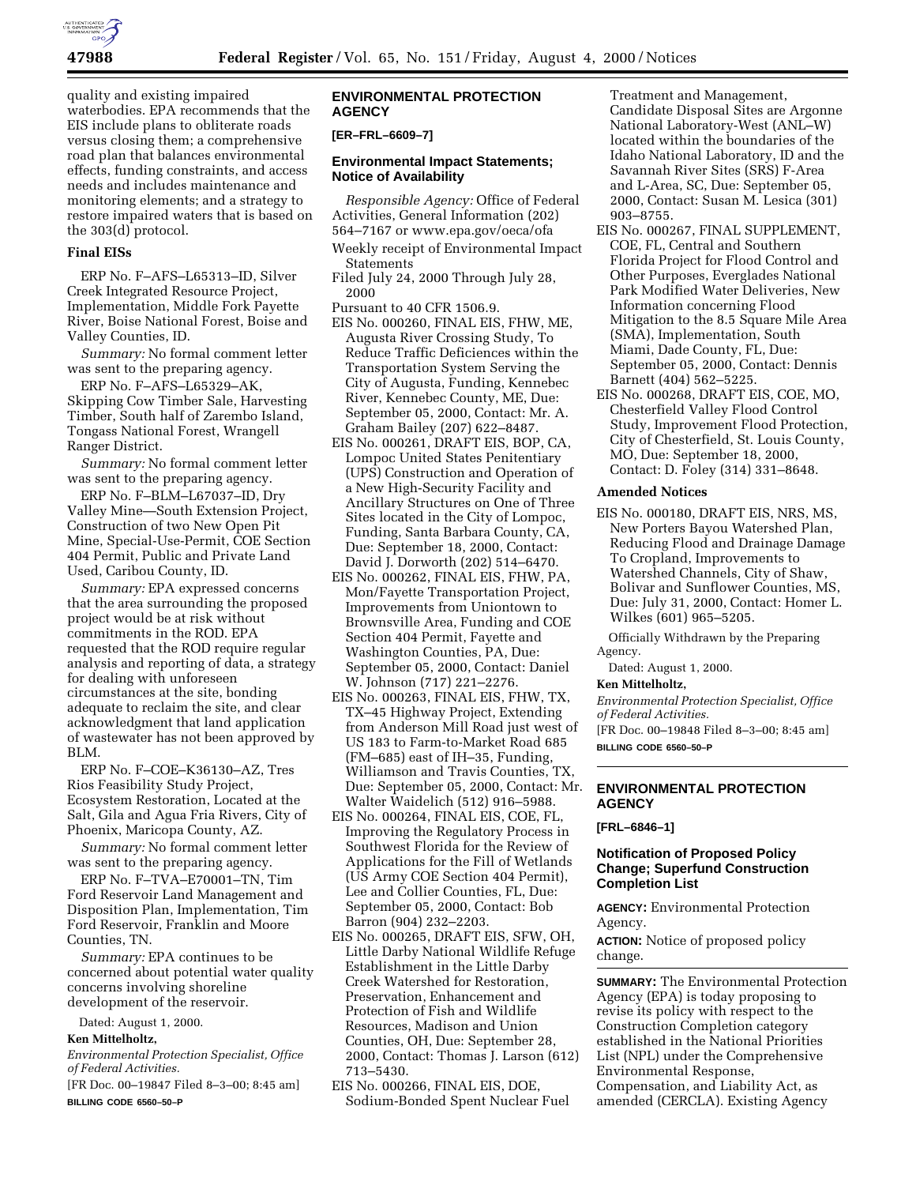quality and existing impaired waterbodies. EPA recommends that the EIS include plans to obliterate roads versus closing them; a comprehensive road plan that balances environmental effects, funding constraints, and access needs and includes maintenance and monitoring elements; and a strategy to restore impaired waters that is based on the 303(d) protocol.

### Final EISs

ERP No. F–AFS–L65313–ID, Silver Creek Integrated Resource Project, Implementation, Middle Fork Payette River, Boise National Forest, Boise and Valley Counties, ID.

*Summary:* No formal comment letter was sent to the preparing agency.

ERP No. F–AFS–L65329–AK, Skipping Cow Timber Sale, Harvesting Timber, South half of Zarembo Island, Tongass National Forest, Wrangell Ranger District.

*Summary:* No formal comment letter was sent to the preparing agency.

ERP No. F–BLM–L67037–ID, Dry Valley Mine—South Extension Project, Construction of two New Open Pit Mine, Special-Use-Permit, COE Section 404 Permit, Public and Private Land Used, Caribou County, ID.

*Summary:* EPA expressed concerns that the area surrounding the proposed project would be at risk without commitments in the ROD. EPA requested that the ROD require regular analysis and reporting of data, a strategy for dealing with unforeseen circumstances at the site, bonding adequate to reclaim the site, and clear acknowledgment that land application of wastewater has not been approved by BLM.

ERP No. F–COE–K36130–AZ, Tres Rios Feasibility Study Project, Ecosystem Restoration, Located at the Salt, Gila and Agua Fria Rivers, City of Phoenix, Maricopa County, AZ.

*Summary:* No formal comment letter was sent to the preparing agency.

ERP No. F–TVA–E70001–TN, Tim Ford Reservoir Land Management and Disposition Plan, Implementation, Tim Ford Reservoir, Franklin and Moore Counties, TN.

*Summary:* EPA continues to be concerned about potential water quality concerns involving shoreline development of the reservoir.

Dated: August 1, 2000.

**Ken Mittelholtz,**

*Environmental Protection Specialist, Office of Federal Activities.*

[FR Doc. 00–19847 Filed 8–3–00; 8:45 am]

**BILLING CODE 6560–50–P**

## ENVIRONMENTAL PROTECTION AGENCY

**[ER–FRL–6609–7]**

### Environmental Impact Statements; Notice of Availability

*Responsible Agency:* Office of Federal Activities, General Information (202) 564–7167 or www.epa.gov/oeca/ofa

Weekly receipt of Environmental Impact Statements

Filed July 24, 2000 Through July 28, 2000

Pursuant to 40 CFR 1506.9.

EIS No. 000260, FINAL EIS, FHW, ME, Augusta River Crossing Study, To Reduce Traffic Deficiences within the Transportation System Serving the City of Augusta, Funding, Kennebec River, Kennebec County, ME, Due: September 05, 2000, Contact: Mr. A. Graham Bailey (207) 622–8487.

EIS No. 000261, DRAFT EIS, BOP, CA, Lompoc United States Penitentiary (UPS) Construction and Operation of a New High-Security Facility and Ancillary Structures on One of Three Sites located in the City of Lompoc, Funding, Santa Barbara County, CA, Due: September 18, 2000, Contact: David J. Dorworth (202) 514–6470.

EIS No. 000262, FINAL EIS, FHW, PA, Mon/Fayette Transportation Project, Improvements from Uniontown to Brownsville Area, Funding and COE Section 404 Permit, Fayette and Washington Counties, PA, Due: September 05, 2000, Contact: Daniel W. Johnson (717) 221–2276.

EIS No. 000263, FINAL EIS, FHW, TX, TX–45 Highway Project, Extending from Anderson Mill Road just west of US 183 to Farm-to-Market Road 685 (FM–685) east of IH–35, Funding, Williamson and Travis Counties, TX, Due: September 05, 2000, Contact: Mr. Walter Waidelich (512) 916–5988.

EIS No. 000264, FINAL EIS, COE, FL, Improving the Regulatory Process in Southwest Florida for the Review of Applications for the Fill of Wetlands (US Army COE Section 404 Permit), Lee and Collier Counties, FL, Due: September 05, 2000, Contact: Bob Barron (904) 232–2203.

EIS No. 000265, DRAFT EIS, SFW, OH, Little Darby National Wildlife Refuge Establishment in the Little Darby Creek Watershed for Restoration, Preservation, Enhancement and Protection of Fish and Wildlife Resources, Madison and Union Counties, OH, Due: September 28, 2000, Contact: Thomas J. Larson (612) 713–5430.

EIS No. 000266, FINAL EIS, DOE, Sodium-Bonded Spent Nuclear Fuel Treatment and Management, Candidate Disposal Sites are Argonne National Laboratory-West (ANL–W) located within the boundaries of the Idaho National Laboratory, ID and the Savannah River Sites (SRS) F-Area and L-Area, SC, Due: September 05, 2000, Contact: Susan M. Lesica (301) 903–8755.

EIS No. 000267, FINAL SUPPLEMENT, COE, FL, Central and Southern Florida Project for Flood Control and Other Purposes, Everglades National Park Modified Water Deliveries, New Information concerning Flood Mitigation to the 8.5 Square Mile Area (SMA), Implementation, South Miami, Dade County, FL, Due: September 05, 2000, Contact: Dennis Barnett (404) 562–5225.

EIS No. 000268, DRAFT EIS, COE, MO, Chesterfield Valley Flood Control Study, Improvement Flood Protection, City of Chesterfield, St. Louis County, MO, Due: September 18, 2000, Contact: D. Foley (314) 331–8648.

### Amended Notices

EIS No. 000180, DRAFT EIS, NRS, MS, New Porters Bayou Watershed Plan, Reducing Flood and Drainage Damage To Cropland, Improvements to Watershed Channels, City of Shaw, Bolivar and Sunflower Counties, MS, Due: July 31, 2000, Contact: Homer L. Wilkes (601) 965–5205.

Officially Withdrawn by the Preparing Agency.

Dated: August 1, 2000.

**Ken Mittelholtz,**

*Environmental Protection Specialist, Office of Federal Activities.*

[FR Doc. 00–19848 Filed 8–3–00; 8:45 am]

**BILLING CODE 6560–50–P**

## ENVIRONMENTAL PROTECTION AGENCY

**[FRL–6846–1]**

### Notification of Proposed Policy Change; Superfund Construction Completion List

**AGENCY:** Environmental Protection Agency.

**ACTION:** Notice of proposed policy change.

**SUMMARY:** The Environmental Protection Agency (EPA) is today proposing to revise its policy with respect to the Construction Completion category established in the National Priorities List (NPL) under the Comprehensive Environmental Response, Compensation, and Liability Act, as amended (CERCLA). Existing Agency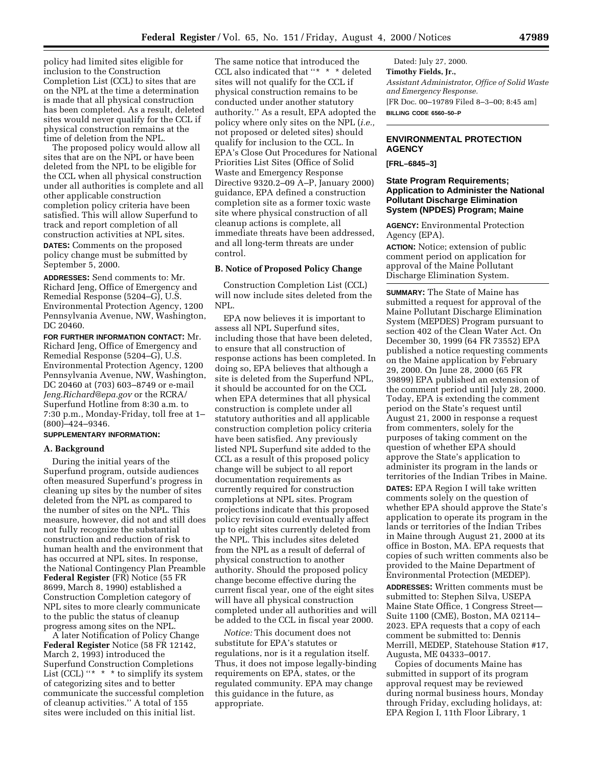policy had limited sites eligible for inclusion to the Construction Completion List (CCL) to sites that are on the NPL at the time a determination is made that all physical construction has been completed. As a result, deleted sites would never qualify for the CCL if physical construction remains at the time of deletion from the NPL.

The proposed policy would allow all sites that are on the NPL or have been deleted from the NPL to be eligible for the CCL when all physical construction under all authorities is complete and all other applicable construction completion policy criteria have been satisfied. This will allow Superfund to track and report completion of all construction activities at NPL sites.

**DATES:** Comments on the proposed policy change must be submitted by September 5, 2000.

**ADDRESSES:** Send comments to: Mr. Richard Jeng, Office of Emergency and Remedial Response (5204–G), U.S. Environmental Protection Agency, 1200 Pennsylvania Avenue, NW, Washington, DC 20460.

**FOR FURTHER INFORMATION CONTACT:** Mr. Richard Jeng, Office of Emergency and Remedial Response (5204–G), U.S. Environmental Protection Agency, 1200 Pennsylvania Avenue, NW, Washington, DC 20460 at (703) 603–8749 or e-mail *Jeng.Richard@epa.gov* or the RCRA/ Superfund Hotline from 8:30 a.m. to 7:30 p.m., Monday-Friday, toll free at 1–(800)–424–9346.

**SUPPLEMENTARY INFORMATION:**

## A. Background

During the initial years of the Superfund program, outside audiences often measured Superfund's progress in cleaning up sites by the number of sites deleted from the NPL as compared to the number of sites on the NPL. This measure, however, did not and still does not fully recognize the substantial construction and reduction of risk to human health and the environment that has occurred at NPL sites. In response, the National Contingency Plan Preamble **Federal Register** (FR) Notice (55 FR 8699, March 8, 1990) established a Construction Completion category of NPL sites to more clearly communicate to the public the status of cleanup progress among sites on the NPL.

A later Notification of Policy Change **Federal Register** Notice (58 FR 12142, March 2, 1993) introduced the Superfund Construction Completions List (CCL) ''* * * to simplify its system of categorizing sites and to better communicate the successful completion of cleanup activities.'' A total of 155 sites were included on this initial list.

The same notice that introduced the CCL also indicated that ''* * * deleted sites will not qualify for the CCL if physical construction remains to be conducted under another statutory authority.'' As a result, EPA adopted the policy where only sites on the NPL (*i.e.,* not proposed or deleted sites) should qualify for inclusion to the CCL. In EPA's Close Out Procedures for National Priorities List Sites (Office of Solid Waste and Emergency Response Directive 9320.2–09 A–P, January 2000) guidance, EPA defined a construction completion site as a former toxic waste site where physical construction of all cleanup actions is complete, all immediate threats have been addressed, and all long-term threats are under control.

## B. Notice of Proposed Policy Change

Construction Completion List (CCL) will now include sites deleted from the NPL.

EPA now believes it is important to assess all NPL Superfund sites, including those that have been deleted, to ensure that all construction of response actions has been completed. In doing so, EPA believes that although a site is deleted from the Superfund NPL, it should be accounted for on the CCL when EPA determines that all physical construction is complete under all statutory authorities and all applicable construction completion policy criteria have been satisfied. Any previously listed NPL Superfund site added to the CCL as a result of this proposed policy change will be subject to all report documentation requirements as currently required for construction completions at NPL sites. Program projections indicate that this proposed policy revision could eventually affect up to eight sites currently deleted from the NPL. This includes sites deleted from the NPL as a result of deferral of physical construction to another authority. Should the proposed policy change become effective during the current fiscal year, one of the eight sites will have all physical construction completed under all authorities and will be added to the CCL in fiscal year 2000.

*Notice:* This document does not substitute for EPA's statutes or regulations, nor is it a regulation itself. Thus, it does not impose legally-binding requirements on EPA, states, or the regulated community. EPA may change this guidance in the future, as appropriate.

Dated: July 27, 2000.

**Timothy Fields, Jr.,**

*Assistant Administrator, Office of Solid Waste and Emergency Response.*

[FR Doc. 00–19789 Filed 8–3–00; 8:45 am]

**BILLING CODE 6560–50–P**

---

# ENVIRONMENTAL PROTECTION AGENCY

**[FRL–6845–3]**

## State Program Requirements; Application to Administer the National Pollutant Discharge Elimination System (NPDES) Program; Maine

**AGENCY:** Environmental Protection Agency (EPA).

**ACTION:** Notice; extension of public comment period on application for approval of the Maine Pollutant Discharge Elimination System.

**SUMMARY:** The State of Maine has submitted a request for approval of the Maine Pollutant Discharge Elimination System (MEPDES) Program pursuant to section 402 of the Clean Water Act. On December 30, 1999 (64 FR 73552) EPA published a notice requesting comments on the Maine application by February 29, 2000. On June 28, 2000 (65 FR 39899) EPA published an extension of the comment period until July 28, 2000. Today, EPA is extending the comment period on the State's request until August 21, 2000 in response a request from commenters, solely for the purposes of taking comment on the question of whether EPA should approve the State's application to administer its program in the lands or territories of the Indian Tribes in Maine.

**DATES:** EPA Region I will take written comments solely on the question of whether EPA should approve the State's application to operate its program in the lands or territories of the Indian Tribes in Maine through August 21, 2000 at its office in Boston, MA. EPA requests that copies of such written comments also be provided to the Maine Department of Environmental Protection (MEDEP).

**ADDRESSES:** Written comments must be submitted to: Stephen Silva, USEPA Maine State Office, 1 Congress Street—Suite 1100 (CME), Boston, MA 02114–2023. EPA requests that a copy of each comment be submitted to: Dennis Merrill, MEDEP, Statehouse Station #17, Augusta, ME 04333–0017.

Copies of documents Maine has submitted in support of its program approval request may be reviewed during normal business hours, Monday through Friday, excluding holidays, at: EPA Region I, 11th Floor Library, 1